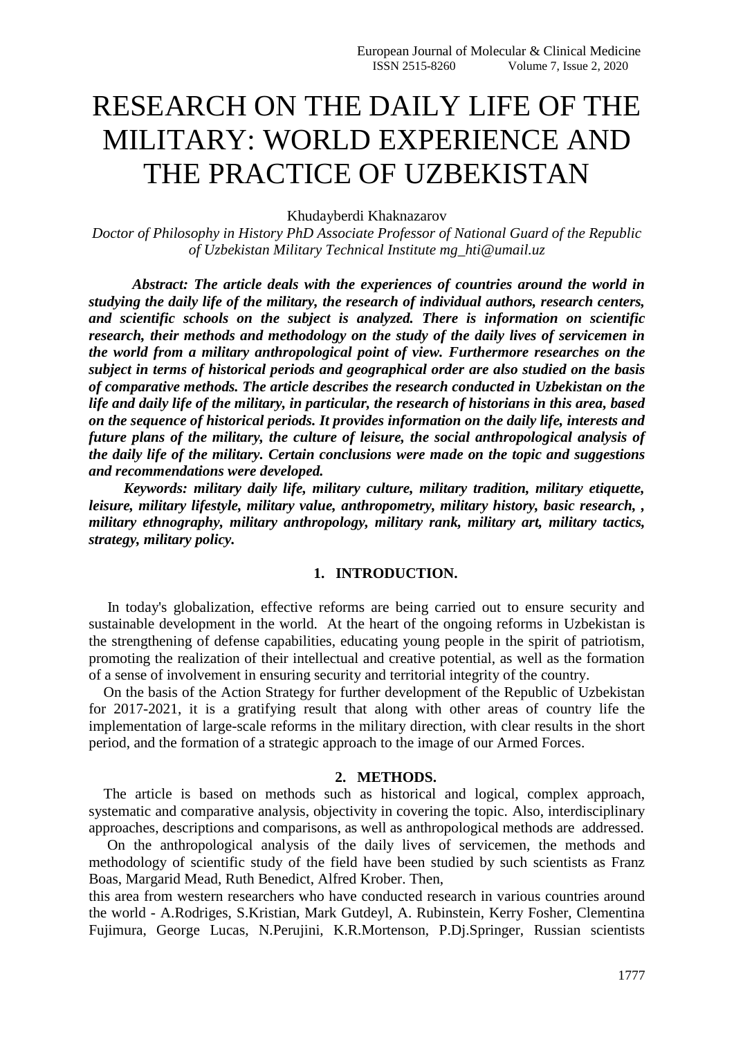# RESEARCH ON THE DAILY LIFE OF THE MILITARY: WORLD EXPERIENCE AND THE PRACTICE OF UZBEKISTAN

Khudayberdi Khaknazarov

*Doctor of Philosophy in History PhD Associate Professor of National Guard of the Republic of Uzbekistan Military Technical Institute mg_hti@umail.uz*

***Abstract: The article deals with the experiences of countries around the world in studying the daily life of the military, the research of individual authors, research centers, and scientific schools on the subject is analyzed. There is information on scientific research, their methods and methodology on the study of the daily lives of servicemen in the world from a military anthropological point of view. Furthermore researches on the subject in terms of historical periods and geographical order are also studied on the basis of comparative methods. The article describes the research conducted in Uzbekistan on the life and daily life of the military, in particular, the research of historians in this area, based on the sequence of historical periods. It provides information on the daily life, interests and future plans of the military, the culture of leisure, the social anthropological analysis of the daily life of the military. Certain conclusions were made on the topic and suggestions and recommendations were developed.***

***Keywords: military daily life, military culture, military tradition, military etiquette, leisure, military lifestyle, military value, anthropometry, military history, basic research, , military ethnography, military anthropology, military rank, military art, military tactics, strategy, military policy.***

## 1. INTRODUCTION.

In today's globalization, effective reforms are being carried out to ensure security and sustainable development in the world. At the heart of the ongoing reforms in Uzbekistan is the strengthening of defense capabilities, educating young people in the spirit of patriotism, promoting the realization of their intellectual and creative potential, as well as the formation of a sense of involvement in ensuring security and territorial integrity of the country.

On the basis of the Action Strategy for further development of the Republic of Uzbekistan for 2017-2021, it is a gratifying result that along with other areas of country life the implementation of large-scale reforms in the military direction, with clear results in the short period, and the formation of a strategic approach to the image of our Armed Forces.

## 2. METHODS.

The article is based on methods such as historical and logical, complex approach, systematic and comparative analysis, objectivity in covering the topic. Also, interdisciplinary approaches, descriptions and comparisons, as well as anthropological methods are addressed.

On the anthropological analysis of the daily lives of servicemen, the methods and methodology of scientific study of the field have been studied by such scientists as Franz Boas, Margarid Mead, Ruth Benedict, Alfred Krober. Then,
this area from western researchers who have conducted research in various countries around the world - A.Rodriges, S.Kristian, Mark Gutdeyl, A. Rubinstein, Kerry Fosher, Clementina Fujimura, George Lucas, N.Perujini, K.R.Mortenson, P.Dj.Springer, Russian scientists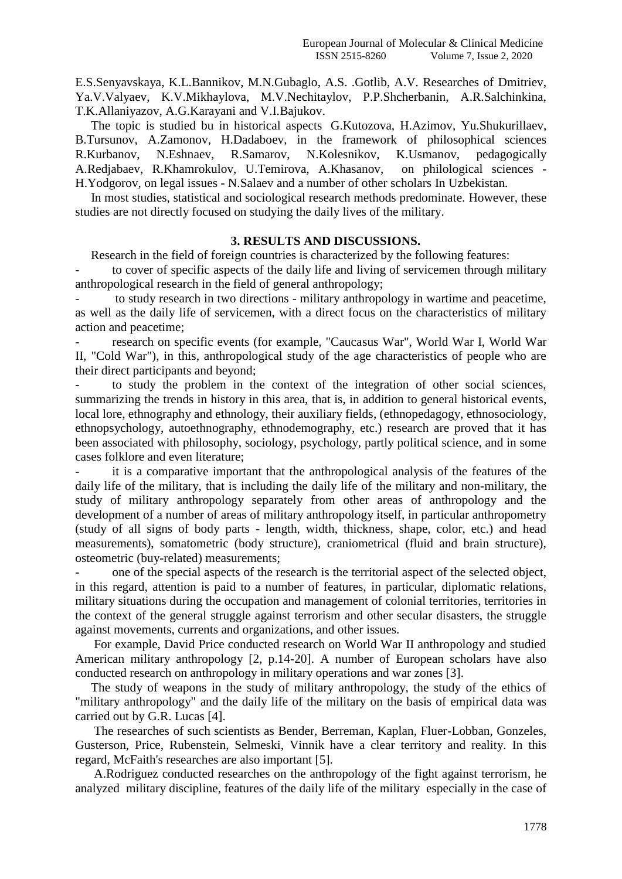E.S.Senyavskaya, K.L.Bannikov, M.N.Gubaglo, A.S. .Gotlib, A.V. Researches of Dmitriev, Ya.V.Valyaev, K.V.Mikhaylova, M.V.Nechitaylov, P.P.Shcherbanin, A.R.Salchinkina, T.K.Allaniyazov, A.G.Karayani and V.I.Bajukov.

The topic is studied bu in historical aspects G.Kutozova, H.Azimov, Yu.Shukurillaev, B.Tursunov, A.Zamonov, H.Dadaboev, in the framework of philosophical sciences R.Kurbanov, N.Eshnaev, R.Samarov, N.Kolesnikov, K.Usmanov, pedagogically A.Redjabaev, R.Khamrokulov, U.Temirova, A.Khasanov, on philological sciences - H.Yodgorov, on legal issues - N.Salaev and a number of other scholars In Uzbekistan.

In most studies, statistical and sociological research methods predominate. However, these studies are not directly focused on studying the daily lives of the military.

## 3. RESULTS AND DISCUSSIONS.

Research in the field of foreign countries is characterized by the following features:

- to cover of specific aspects of the daily life and living of servicemen through military anthropological research in the field of general anthropology;
- to study research in two directions - military anthropology in wartime and peacetime, as well as the daily life of servicemen, with a direct focus on the characteristics of military action and peacetime;
- research on specific events (for example, "Caucasus War", World War I, World War II, "Cold War"), in this, anthropological study of the age characteristics of people who are their direct participants and beyond;
- to study the problem in the context of the integration of other social sciences, summarizing the trends in history in this area, that is, in addition to general historical events, local lore, ethnography and ethnology, their auxiliary fields, (ethnopedagogy, ethnosociology, ethnopsychology, autoethnography, ethnodemography, etc.) research are proved that it has been associated with philosophy, sociology, psychology, partly political science, and in some cases folklore and even literature;
- it is a comparative important that the anthropological analysis of the features of the daily life of the military, that is including the daily life of the military and non-military, the study of military anthropology separately from other areas of anthropology and the development of a number of areas of military anthropology itself, in particular anthropometry (study of all signs of body parts - length, width, thickness, shape, color, etc.) and head measurements), somatometric (body structure), craniometrical (fluid and brain structure), osteometric (buy-related) measurements;
- one of the special aspects of the research is the territorial aspect of the selected object, in this regard, attention is paid to a number of features, in particular, diplomatic relations, military situations during the occupation and management of colonial territories, territories in the context of the general struggle against terrorism and other secular disasters, the struggle against movements, currents and organizations, and other issues.

For example, David Price conducted research on World War II anthropology and studied American military anthropology [2, p.14-20]. A number of European scholars have also conducted research on anthropology in military operations and war zones [3].

The study of weapons in the study of military anthropology, the study of the ethics of "military anthropology" and the daily life of the military on the basis of empirical data was carried out by G.R. Lucas [4].

The researches of such scientists as Bender, Berreman, Kaplan, Fluer-Lobban, Gonzeles, Gusterson, Price, Rubenstein, Selmeski, Vinnik have a clear territory and reality. In this regard, McFaith's researches are also important [5].

A.Rodriguez conducted researches on the anthropology of the fight against terrorism, he analyzed military discipline, features of the daily life of the military especially in the case of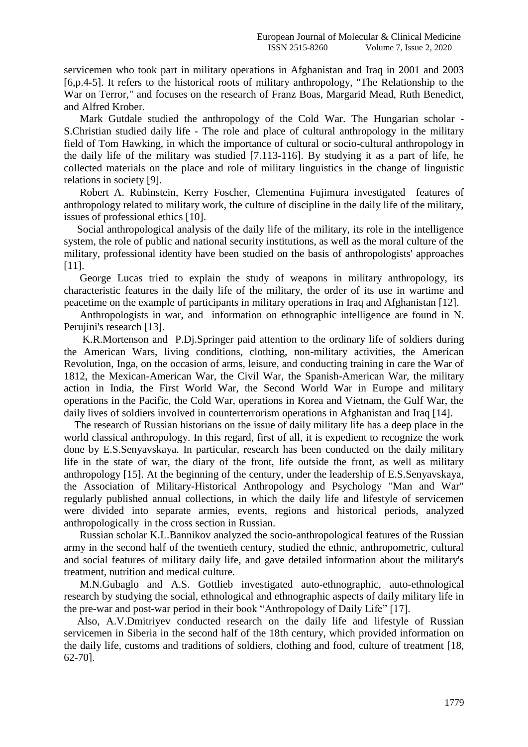servicemen who took part in military operations in Afghanistan and Iraq in 2001 and 2003 [6,p.4-5]. It refers to the historical roots of military anthropology, "The Relationship to the War on Terror," and focuses on the research of Franz Boas, Margarid Mead, Ruth Benedict, and Alfred Krober.

Mark Gutdale studied the anthropology of the Cold War. The Hungarian scholar - S.Christian studied daily life - The role and place of cultural anthropology in the military field of Tom Hawking, in which the importance of cultural or socio-cultural anthropology in the daily life of the military was studied [7.113-116]. By studying it as a part of life, he collected materials on the place and role of military linguistics in the change of linguistic relations in society [9].

Robert A. Rubinstein, Kerry Foscher, Clementina Fujimura investigated features of anthropology related to military work, the culture of discipline in the daily life of the military, issues of professional ethics [10].

Social anthropological analysis of the daily life of the military, its role in the intelligence system, the role of public and national security institutions, as well as the moral culture of the military, professional identity have been studied on the basis of anthropologists' approaches [11].

George Lucas tried to explain the study of weapons in military anthropology, its characteristic features in the daily life of the military, the order of its use in wartime and peacetime on the example of participants in military operations in Iraq and Afghanistan [12].

Anthropologists in war, and information on ethnographic intelligence are found in N. Perujini's research [13].

K.R.Mortenson and P.Dj.Springer paid attention to the ordinary life of soldiers during the American Wars, living conditions, clothing, non-military activities, the American Revolution, Inga, on the occasion of arms, leisure, and conducting training in care the War of 1812, the Mexican-American War, the Civil War, the Spanish-American War, the military action in India, the First World War, the Second World War in Europe and military operations in the Pacific, the Cold War, operations in Korea and Vietnam, the Gulf War, the daily lives of soldiers involved in counterterrorism operations in Afghanistan and Iraq [14].

The research of Russian historians on the issue of daily military life has a deep place in the world classical anthropology. In this regard, first of all, it is expedient to recognize the work done by E.S.Senyavskaya. In particular, research has been conducted on the daily military life in the state of war, the diary of the front, life outside the front, as well as military anthropology [15]. At the beginning of the century, under the leadership of E.S.Senyavskaya, the Association of Military-Historical Anthropology and Psychology "Man and War" regularly published annual collections, in which the daily life and lifestyle of servicemen were divided into separate armies, events, regions and historical periods, analyzed anthropologically in the cross section in Russian.

Russian scholar K.L.Bannikov analyzed the socio-anthropological features of the Russian army in the second half of the twentieth century, studied the ethnic, anthropometric, cultural and social features of military daily life, and gave detailed information about the military's treatment, nutrition and medical culture.

M.N.Gubaglo and A.S. Gottlieb investigated auto-ethnographic, auto-ethnological research by studying the social, ethnological and ethnographic aspects of daily military life in the pre-war and post-war period in their book "Anthropology of Daily Life" [17].

Also, A.V.Dmitriyev conducted research on the daily life and lifestyle of Russian servicemen in Siberia in the second half of the 18th century, which provided information on the daily life, customs and traditions of soldiers, clothing and food, culture of treatment [18, 62-70].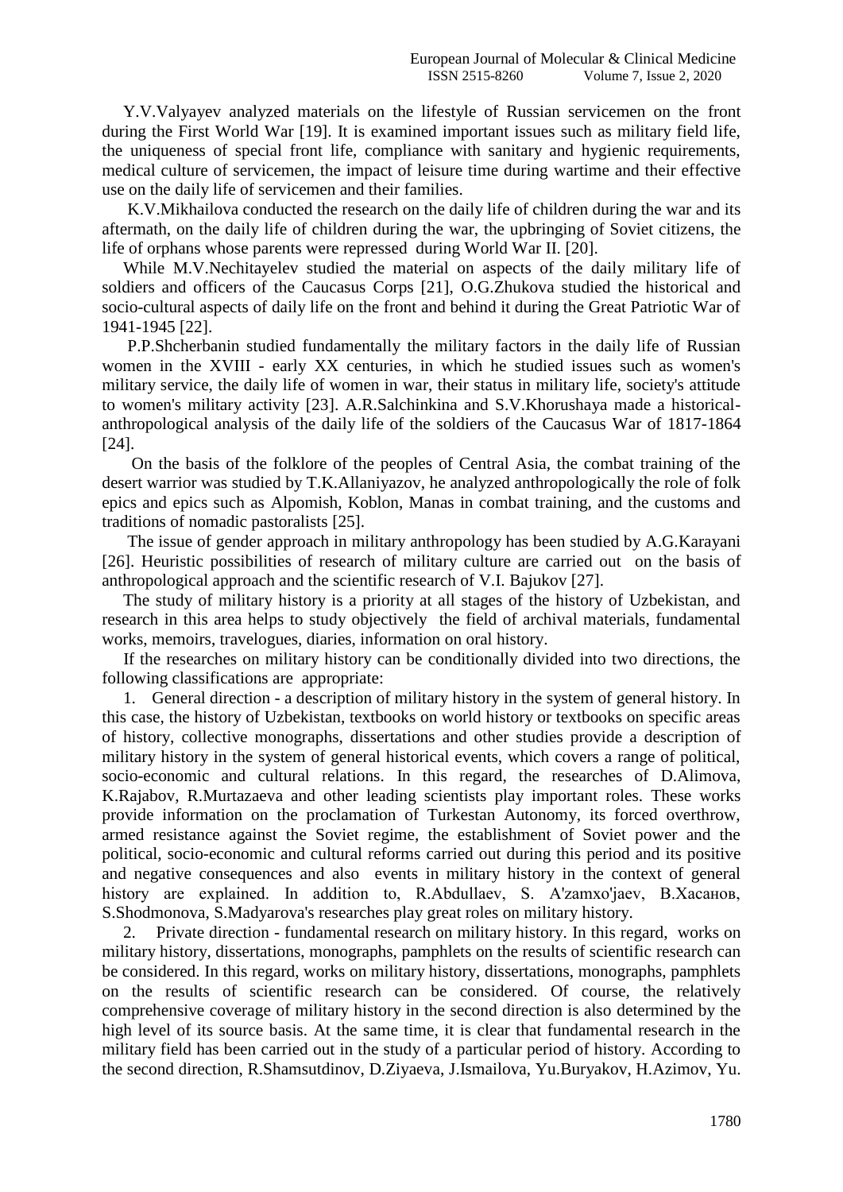Y.V.Valyayev analyzed materials on the lifestyle of Russian servicemen on the front during the First World War [19]. It is examined important issues such as military field life, the uniqueness of special front life, compliance with sanitary and hygienic requirements, medical culture of servicemen, the impact of leisure time during wartime and their effective use on the daily life of servicemen and their families.

K.V.Mikhailova conducted the research on the daily life of children during the war and its aftermath, on the daily life of children during the war, the upbringing of Soviet citizens, the life of orphans whose parents were repressed during World War II. [20].

While M.V.Nechitayelev studied the material on aspects of the daily military life of soldiers and officers of the Caucasus Corps [21], O.G.Zhukova studied the historical and socio-cultural aspects of daily life on the front and behind it during the Great Patriotic War of 1941-1945 [22].

P.P.Shcherbanin studied fundamentally the military factors in the daily life of Russian women in the XVIII - early XX centuries, in which he studied issues such as women's military service, the daily life of women in war, their status in military life, society's attitude to women's military activity [23]. A.R.Salchinkina and S.V.Khorushaya made a historical-anthropological analysis of the daily life of the soldiers of the Caucasus War of 1817-1864 [24].

On the basis of the folklore of the peoples of Central Asia, the combat training of the desert warrior was studied by T.K.Allaniyazov, he analyzed anthropologically the role of folk epics and epics such as Alpomish, Koblon, Manas in combat training, and the customs and traditions of nomadic pastoralists [25].

The issue of gender approach in military anthropology has been studied by A.G.Karayani [26]. Heuristic possibilities of research of military culture are carried out on the basis of anthropological approach and the scientific research of V.I. Bajukov [27].

The study of military history is a priority at all stages of the history of Uzbekistan, and research in this area helps to study objectively the field of archival materials, fundamental works, memoirs, travelogues, diaries, information on oral history.

If the researches on military history can be conditionally divided into two directions, the following classifications are appropriate:

1. General direction - a description of military history in the system of general history. In this case, the history of Uzbekistan, textbooks on world history or textbooks on specific areas of history, collective monographs, dissertations and other studies provide a description of military history in the system of general historical events, which covers a range of political, socio-economic and cultural relations. In this regard, the researches of D.Alimova, K.Rajabov, R.Murtazaeva and other leading scientists play important roles. These works provide information on the proclamation of Turkestan Autonomy, its forced overthrow, armed resistance against the Soviet regime, the establishment of Soviet power and the political, socio-economic and cultural reforms carried out during this period and its positive and negative consequences and also events in military history in the context of general history are explained. In addition to, R.Abdullaev, S. A'zamxo'jaev, B.Хасанов, S.Shodmonova, S.Madyarova's researches play great roles on military history.
2. Private direction - fundamental research on military history. In this regard, works on military history, dissertations, monographs, pamphlets on the results of scientific research can be considered. In this regard, works on military history, dissertations, monographs, pamphlets on the results of scientific research can be considered. Of course, the relatively comprehensive coverage of military history in the second direction is also determined by the high level of its source basis. At the same time, it is clear that fundamental research in the military field has been carried out in the study of a particular period of history. According to the second direction, R.Shamsutdinov, D.Ziyaeva, J.Ismailova, Yu.Buryakov, H.Azimov, Yu.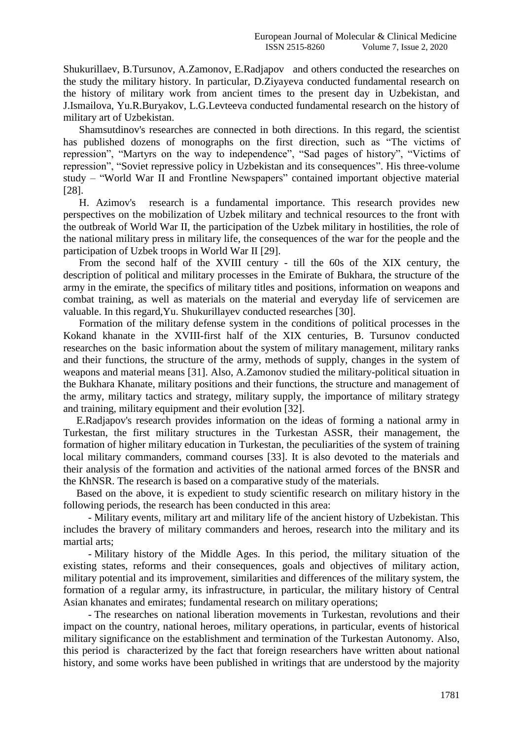Shukurillaev, B.Tursunov, A.Zamonov, E.Radjapov and others conducted the researches on the study the military history. In particular, D.Ziyayeva conducted fundamental research on the history of military work from ancient times to the present day in Uzbekistan, and J.Ismailova, Yu.R.Buryakov, L.G.Levteeva conducted fundamental research on the history of military art of Uzbekistan.

Shamsutdinov's researches are connected in both directions. In this regard, the scientist has published dozens of monographs on the first direction, such as "The victims of repression", "Martyrs on the way to independence", "Sad pages of history", "Victims of repression", "Soviet repressive policy in Uzbekistan and its consequences". His three-volume study – "World War II and Frontline Newspapers" contained important objective material [28].

H. Azimov's research is a fundamental importance. This research provides new perspectives on the mobilization of Uzbek military and technical resources to the front with the outbreak of World War II, the participation of the Uzbek military in hostilities, the role of the national military press in military life, the consequences of the war for the people and the participation of Uzbek troops in World War II [29].

From the second half of the XVIII century - till the 60s of the XIX century, the description of political and military processes in the Emirate of Bukhara, the structure of the army in the emirate, the specifics of military titles and positions, information on weapons and combat training, as well as materials on the material and everyday life of servicemen are valuable. In this regard,Yu. Shukurillayev conducted researches [30].

Formation of the military defense system in the conditions of political processes in the Kokand khanate in the XVIII-first half of the XIX centuries, B. Tursunov conducted researches on the basic information about the system of military management, military ranks and their functions, the structure of the army, methods of supply, changes in the system of weapons and material means [31]. Also, A.Zamonov studied the military-political situation in the Bukhara Khanate, military positions and their functions, the structure and management of the army, military tactics and strategy, military supply, the importance of military strategy and training, military equipment and their evolution [32].

E.Radjapov's research provides information on the ideas of forming a national army in Turkestan, the first military structures in the Turkestan ASSR, their management, the formation of higher military education in Turkestan, the peculiarities of the system of training local military commanders, command courses [33]. It is also devoted to the materials and their analysis of the formation and activities of the national armed forces of the BNSR and the KhNSR. The research is based on a comparative study of the materials.

Based on the above, it is expedient to study scientific research on military history in the following periods, the research has been conducted in this area:

- Military events, military art and military life of the ancient history of Uzbekistan. This includes the bravery of military commanders and heroes, research into the military and its martial arts;
- Military history of the Middle Ages. In this period, the military situation of the existing states, reforms and their consequences, goals and objectives of military action, military potential and its improvement, similarities and differences of the military system, the formation of a regular army, its infrastructure, in particular, the military history of Central Asian khanates and emirates; fundamental research on military operations;
- The researches on national liberation movements in Turkestan, revolutions and their impact on the country, national heroes, military operations, in particular, events of historical military significance on the establishment and termination of the Turkestan Autonomy. Also, this period is characterized by the fact that foreign researchers have written about national history, and some works have been published in writings that are understood by the majority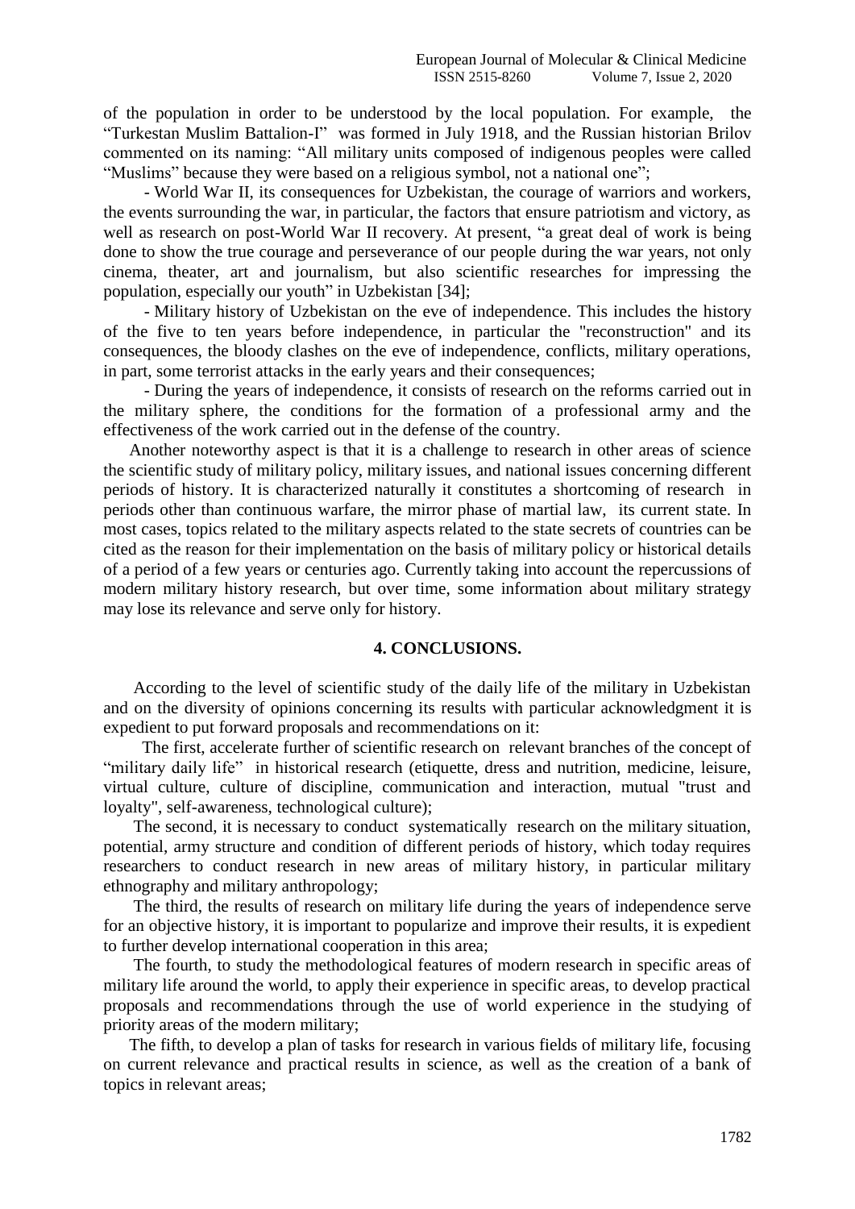of the population in order to be understood by the local population. For example, the "Turkestan Muslim Battalion-I" was formed in July 1918, and the Russian historian Brilov commented on its naming: "All military units composed of indigenous peoples were called "Muslims" because they were based on a religious symbol, not a national one";

- World War II, its consequences for Uzbekistan, the courage of warriors and workers, the events surrounding the war, in particular, the factors that ensure patriotism and victory, as well as research on post-World War II recovery. At present, "a great deal of work is being done to show the true courage and perseverance of our people during the war years, not only cinema, theater, art and journalism, but also scientific researches for impressing the population, especially our youth" in Uzbekistan [34];

- Military history of Uzbekistan on the eve of independence. This includes the history of the five to ten years before independence, in particular the "reconstruction" and its consequences, the bloody clashes on the eve of independence, conflicts, military operations, in part, some terrorist attacks in the early years and their consequences;

- During the years of independence, it consists of research on the reforms carried out in the military sphere, the conditions for the formation of a professional army and the effectiveness of the work carried out in the defense of the country.

Another noteworthy aspect is that it is a challenge to research in other areas of science the scientific study of military policy, military issues, and national issues concerning different periods of history. It is characterized naturally it constitutes a shortcoming of research in periods other than continuous warfare, the mirror phase of martial law, its current state. In most cases, topics related to the military aspects related to the state secrets of countries can be cited as the reason for their implementation on the basis of military policy or historical details of a period of a few years or centuries ago. Currently taking into account the repercussions of modern military history research, but over time, some information about military strategy may lose its relevance and serve only for history.

## 4. CONCLUSIONS.

According to the level of scientific study of the daily life of the military in Uzbekistan and on the diversity of opinions concerning its results with particular acknowledgment it is expedient to put forward proposals and recommendations on it:

The first, accelerate further of scientific research on relevant branches of the concept of "military daily life" in historical research (etiquette, dress and nutrition, medicine, leisure, virtual culture, culture of discipline, communication and interaction, mutual "trust and loyalty", self-awareness, technological culture);

The second, it is necessary to conduct systematically research on the military situation, potential, army structure and condition of different periods of history, which today requires researchers to conduct research in new areas of military history, in particular military ethnography and military anthropology;

The third, the results of research on military life during the years of independence serve for an objective history, it is important to popularize and improve their results, it is expedient to further develop international cooperation in this area;

The fourth, to study the methodological features of modern research in specific areas of military life around the world, to apply their experience in specific areas, to develop practical proposals and recommendations through the use of world experience in the studying of priority areas of the modern military;

The fifth, to develop a plan of tasks for research in various fields of military life, focusing on current relevance and practical results in science, as well as the creation of a bank of topics in relevant areas;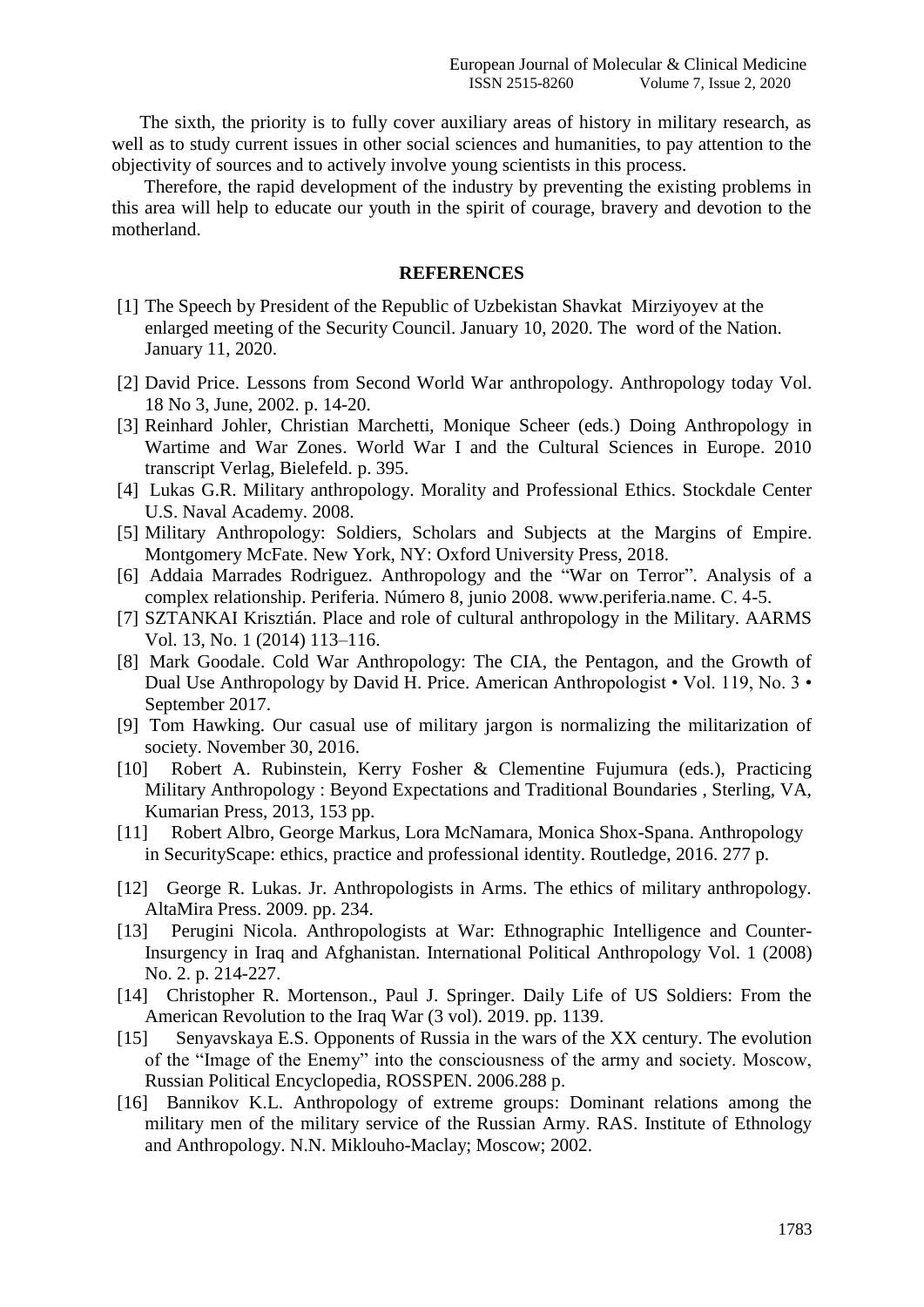The sixth, the priority is to fully cover auxiliary areas of history in military research, as well as to study current issues in other social sciences and humanities, to pay attention to the objectivity of sources and to actively involve young scientists in this process.

Therefore, the rapid development of the industry by preventing the existing problems in this area will help to educate our youth in the spirit of courage, bravery and devotion to the motherland.

## REFERENCES

[1] The Speech by President of the Republic of Uzbekistan Shavkat Mirziyoyev at the enlarged meeting of the Security Council. January 10, 2020. The word of the Nation. January 11, 2020.

[2] David Price. Lessons from Second World War anthropology. Anthropology today Vol. 18 No 3, June, 2002. p. 14-20.

[3] Reinhard Johler, Christian Marchetti, Monique Scheer (eds.) Doing Anthropology in Wartime and War Zones. World War I and the Cultural Sciences in Europe. 2010 transcript Verlag, Bielefeld. p. 395.

[4] Lukas G.R. Military anthropology. Morality and Professional Ethics. Stockdale Center U.S. Naval Academy. 2008.

[5] Military Anthropology: Soldiers, Scholars and Subjects at the Margins of Empire. Montgomery McFate. New York, NY: Oxford University Press, 2018.

[6] Addaia Marrades Rodriguez. Anthropology and the "War on Terror". Analysis of a complex relationship. Periferia. Número 8, junio 2008. www.periferia.name. C. 4-5.

[7] SZTANKAI Krisztián. Place and role of cultural anthropology in the Military. AARMS Vol. 13, No. 1 (2014) 113–116.

[8] Mark Goodale. Cold War Anthropology: The CIA, the Pentagon, and the Growth of Dual Use Anthropology by David H. Price. American Anthropologist • Vol. 119, No. 3 • September 2017.

[9] Tom Hawking. Our casual use of military jargon is normalizing the militarization of society. November 30, 2016.

[10] Robert A. Rubinstein, Kerry Fosher & Clementine Fujumura (eds.), Practicing Military Anthropology : Beyond Expectations and Traditional Boundaries , Sterling, VA, Kumarian Press, 2013, 153 pp.

[11] Robert Albro, George Markus, Lora McNamara, Monica Shox-Spana. Anthropology in SecurityScape: ethics, practice and professional identity. Routledge, 2016. 277 p.

[12] George R. Lukas. Jr. Anthropologists in Arms. The ethics of military anthropology. AltaMira Press. 2009. pp. 234.

[13] Perugini Nicola. Anthropologists at War: Ethnographic Intelligence and Counter-Insurgency in Iraq and Afghanistan. International Political Anthropology Vol. 1 (2008) No. 2. p. 214-227.

[14] Christopher R. Mortenson., Paul J. Springer. Daily Life of US Soldiers: From the American Revolution to the Iraq War (3 vol). 2019. pp. 1139.

[15] Senyavskaya E.S. Opponents of Russia in the wars of the XX century. The evolution of the "Image of the Enemy" into the consciousness of the army and society. Moscow, Russian Political Encyclopedia, ROSSPEN. 2006.288 p.

[16] Bannikov K.L. Anthropology of extreme groups: Dominant relations among the military men of the military service of the Russian Army. RAS. Institute of Ethnology and Anthropology. N.N. Miklouho-Maclay; Moscow; 2002.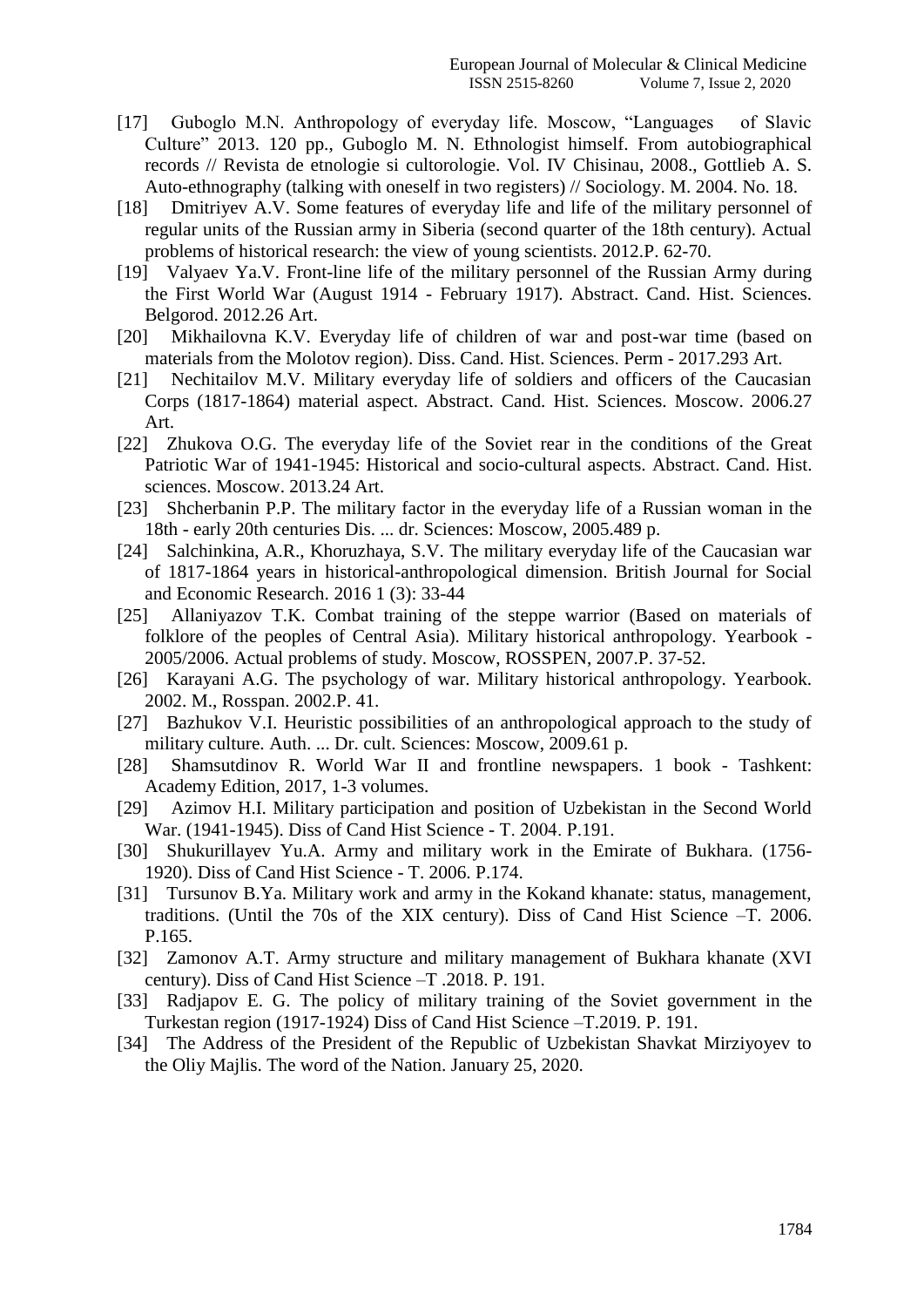[17] Guboglo M.N. Anthropology of everyday life. Moscow, "Languages of Slavic Culture" 2013. 120 pp., Guboglo M. N. Ethnologist himself. From autobiographical records // Revista de etnologie si cultorologie. Vol. IV Chisinau, 2008., Gottlieb A. S. Auto-ethnography (talking with oneself in two registers) // Sociology. M. 2004. No. 18.

[18] Dmitriyev A.V. Some features of everyday life and life of the military personnel of regular units of the Russian army in Siberia (second quarter of the 18th century). Actual problems of historical research: the view of young scientists. 2012.P. 62-70.

[19] Valyaev Ya.V. Front-line life of the military personnel of the Russian Army during the First World War (August 1914 - February 1917). Abstract. Cand. Hist. Sciences. Belgorod. 2012.26 Art.

[20] Mikhailovna K.V. Everyday life of children of war and post-war time (based on materials from the Molotov region). Diss. Cand. Hist. Sciences. Perm - 2017.293 Art.

[21] Nechitailov M.V. Military everyday life of soldiers and officers of the Caucasian Corps (1817-1864) material aspect. Abstract. Cand. Hist. Sciences. Moscow. 2006.27 Art.

[22] Zhukova O.G. The everyday life of the Soviet rear in the conditions of the Great Patriotic War of 1941-1945: Historical and socio-cultural aspects. Abstract. Cand. Hist. sciences. Moscow. 2013.24 Art.

[23] Shcherbanin P.P. The military factor in the everyday life of a Russian woman in the 18th - early 20th centuries Dis. ... dr. Sciences: Moscow, 2005.489 p.

[24] Salchinkina, A.R., Khoruzhaya, S.V. The military everyday life of the Caucasian war of 1817-1864 years in historical-anthropological dimension. British Journal for Social and Economic Research. 2016 1 (3): 33-44

[25] Allaniyazov T.K. Combat training of the steppe warrior (Based on materials of folklore of the peoples of Central Asia). Military historical anthropology. Yearbook - 2005/2006. Actual problems of study. Moscow, ROSSPEN, 2007.P. 37-52.

[26] Karayani A.G. The psychology of war. Military historical anthropology. Yearbook. 2002. M., Rosspan. 2002.P. 41.

[27] Bazhukov V.I. Heuristic possibilities of an anthropological approach to the study of military culture. Auth. ... Dr. cult. Sciences: Moscow, 2009.61 p.

[28] Shamsutdinov R. World War II and frontline newspapers. 1 book - Tashkent: Academy Edition, 2017, 1-3 volumes.

[29] Azimov H.I. Military participation and position of Uzbekistan in the Second World War. (1941-1945). Diss of Cand Hist Science - T. 2004. P.191.

[30] Shukurillayev Yu.A. Army and military work in the Emirate of Bukhara. (1756-1920). Diss of Cand Hist Science - T. 2006. P.174.

[31] Tursunov B.Ya. Military work and army in the Kokand khanate: status, management, traditions. (Until the 70s of the XIX century). Diss of Cand Hist Science –T. 2006. P.165.

[32] Zamonov A.T. Army structure and military management of Bukhara khanate (XVI century). Diss of Cand Hist Science –T .2018. P. 191.

[33] Radjapov E. G. The policy of military training of the Soviet government in the Turkestan region (1917-1924) Diss of Cand Hist Science –T.2019. P. 191.

[34] The Address of the President of the Republic of Uzbekistan Shavkat Mirziyoyev to the Oliy Majlis. The word of the Nation. January 25, 2020.